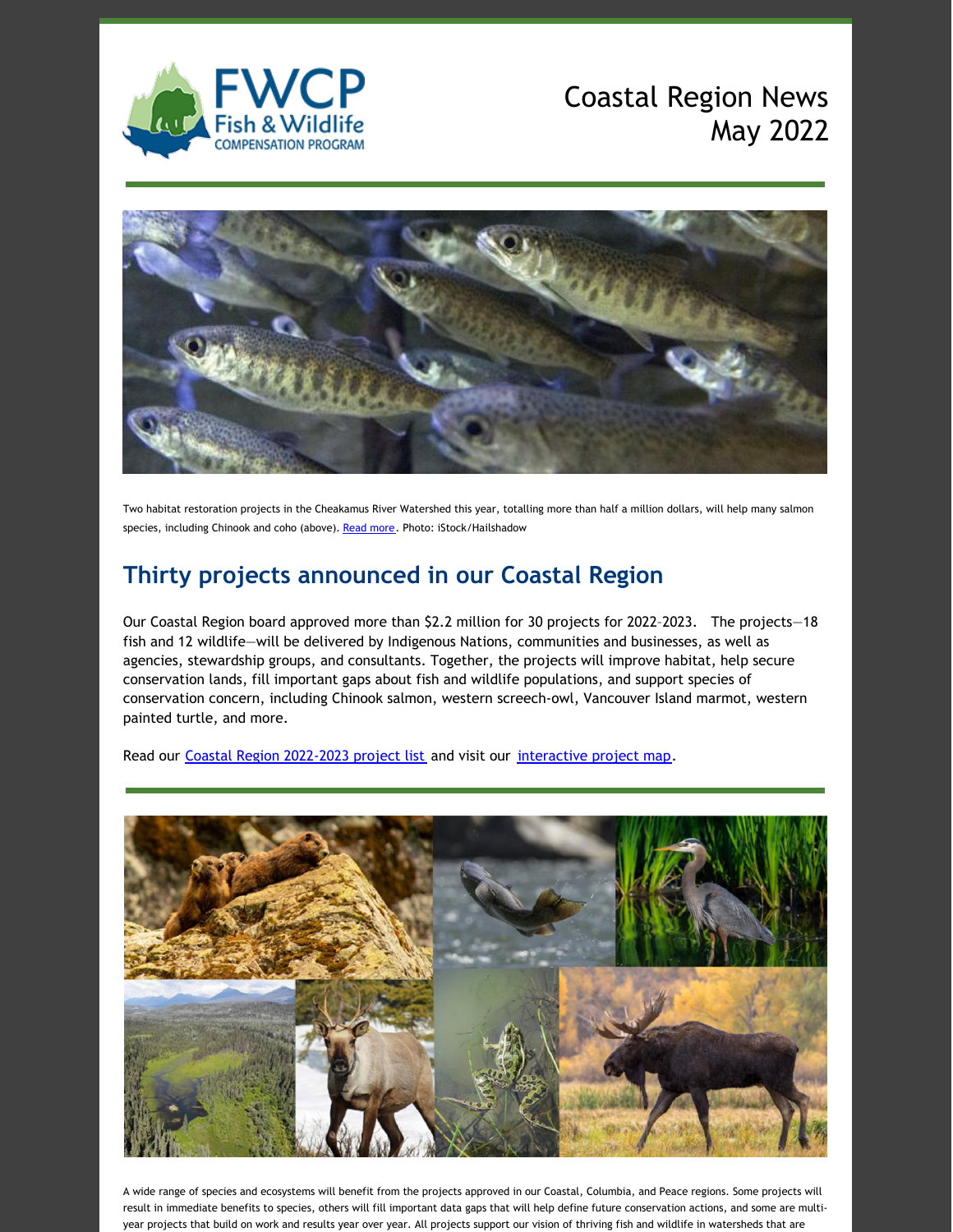# Coastal Region News May 2022

Two habitat restoration projects in the Cheakamus River Watershed this year, totalling more than half a million dollars, will help many salmon species, including Chinook and coho (above). Read more. Photo: iStock/Hailshadow

## Thirty projects announced in our Coastal Region

Our Coastal Region board approved more than $2.2 million for 30 projects for 2022–2023. The projects—18 fish and 12 wildlife—will be delivered by Indigenous Nations, communities and businesses, as well as agencies, stewardship groups, and consultants. Together, the projects will improve habitat, help secure conservation lands, fill important gaps about fish and wildlife populations, and support species of conservation concern, including Chinook salmon, western screech-owl, Vancouver Island marmot, western painted turtle, and more.

Read our Coastal Region 2022-2023 project list and visit our interactive project map.

A wide range of species and ecosystems will benefit from the projects approved in our Coastal, Columbia, and Peace regions. Some projects will result in immediate benefits to species, others will fill important data gaps that will help define future conservation actions, and some are multi-year projects that build on work and results year over year. All projects support our vision of thriving fish and wildlife in watersheds that are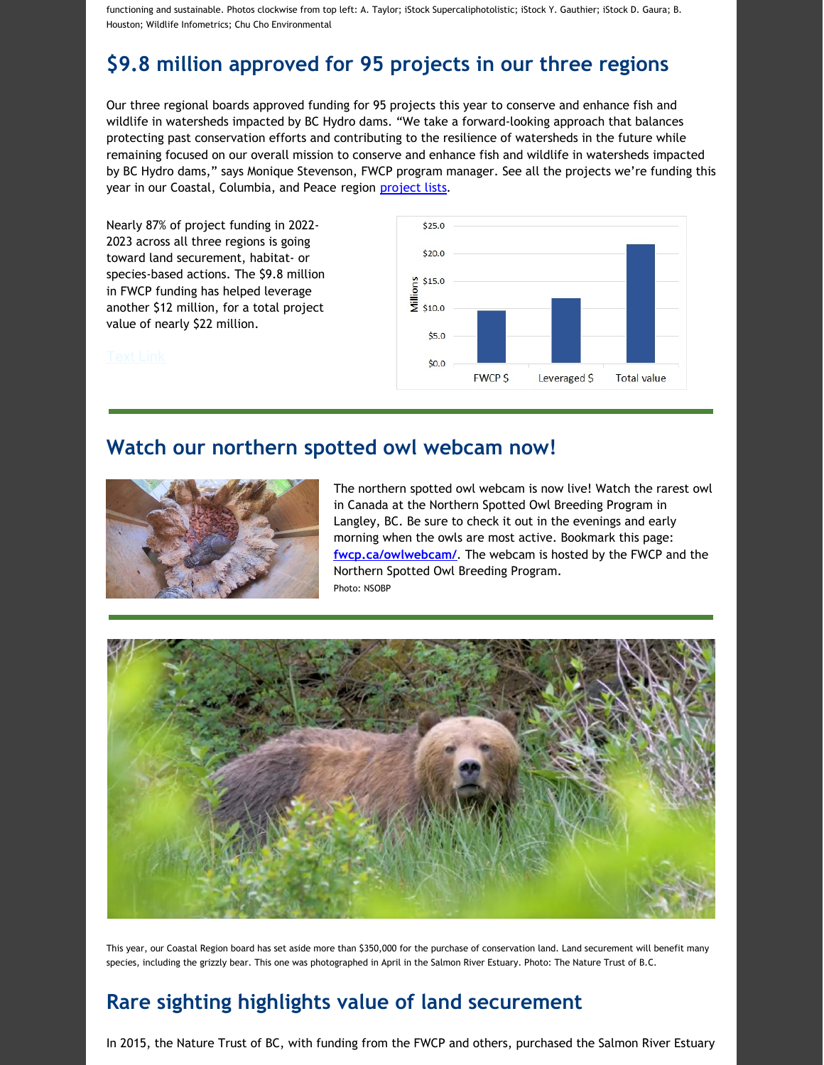functioning and sustainable. Photos clockwise from top left: A. Taylor; iStock Supercaliphotolistic; iStock Y. Gauthier; iStock D. Gaura; B. Houston; Wildlife Infometrics; Chu Cho Environmental

## $9.8 million approved for 95 projects in our three regions

Our three regional boards approved funding for 95 projects this year to conserve and enhance fish and wildlife in watersheds impacted by BC Hydro dams. "We take a forward-looking approach that balances protecting past conservation efforts and contributing to the resilience of watersheds in the future while remaining focused on our overall mission to conserve and enhance fish and wildlife in watersheds impacted by BC Hydro dams," says Monique Stevenson, FWCP program manager. See all the projects we're funding this year in our Coastal, Columbia, and Peace region project lists.

Nearly 87% of project funding in 2022-2023 across all three regions is going toward land securement, habitat- or species-based actions. The $9.8 million in FWCP funding has helped leverage another $12 million, for a total project value of nearly $22 million.

Text Link

## Watch our northern spotted owl webcam now!

The northern spotted owl webcam is now live! Watch the rarest owl in Canada at the Northern Spotted Owl Breeding Program in Langley, BC. Be sure to check it out in the evenings and early morning when the owls are most active. Bookmark this page: **fwcp.ca/owlwebcam/**. The webcam is hosted by the FWCP and the Northern Spotted Owl Breeding Program.

Photo: NSOBP

This year, our Coastal Region board has set aside more than $350,000 for the purchase of conservation land. Land securement will benefit many species, including the grizzly bear. This one was photographed in April in the Salmon River Estuary. Photo: The Nature Trust of B.C.

## Rare sighting highlights value of land securement

In 2015, the Nature Trust of BC, with funding from the FWCP and others, purchased the Salmon River Estuary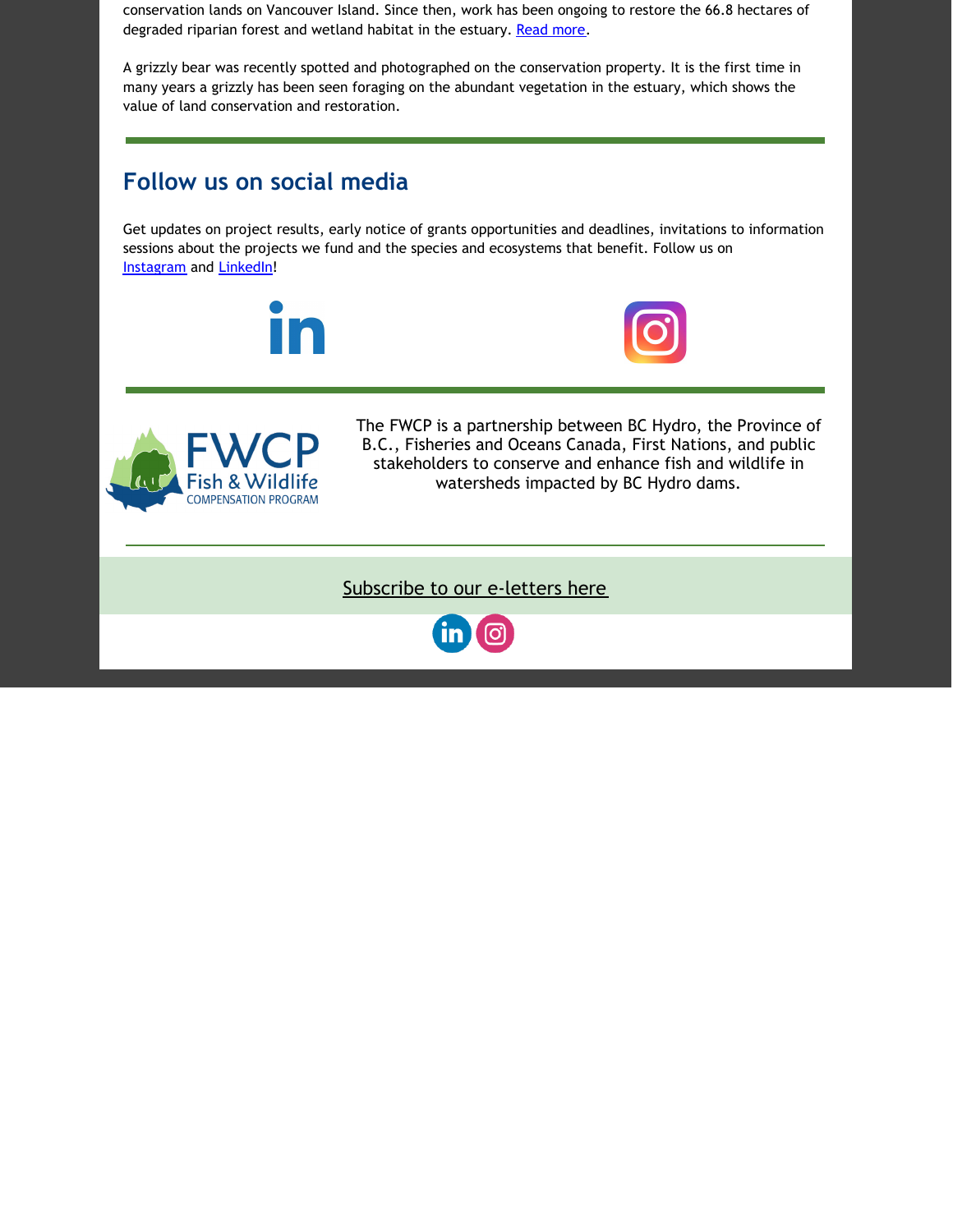conservation lands on Vancouver Island. Since then, work has been ongoing to restore the 66.8 hectares of degraded riparian forest and wetland habitat in the estuary. Read more.

A grizzly bear was recently spotted and photographed on the conservation property. It is the first time in many years a grizzly has been seen foraging on the abundant vegetation in the estuary, which shows the value of land conservation and restoration.

## Follow us on social media

Get updates on project results, early notice of grants opportunities and deadlines, invitations to information sessions about the projects we fund and the species and ecosystems that benefit. Follow us on Instagram and LinkedIn!

The FWCP is a partnership between BC Hydro, the Province of B.C., Fisheries and Oceans Canada, First Nations, and public stakeholders to conserve and enhance fish and wildlife in watersheds impacted by BC Hydro dams.

Subscribe to our e-letters here